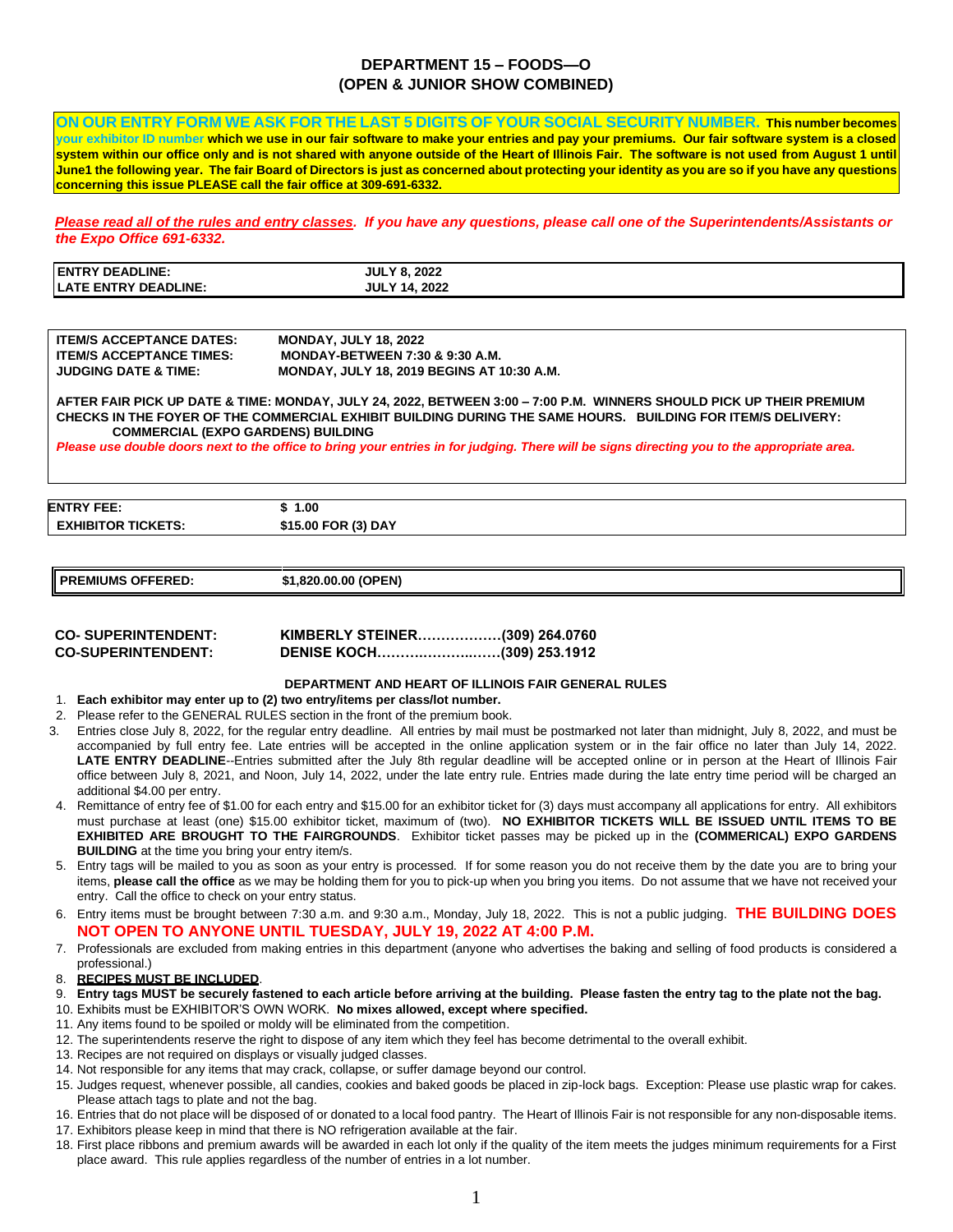# DEPARTMENT 15 – FOODS—O
## (OPEN & JUNIOR SHOW COMBINED)

**ON OUR ENTRY FORM WE ASK FOR THE LAST 5 DIGITS OF YOUR SOCIAL SECURITY NUMBER. This number becomes your exhibitor ID number which we use in our fair software to make your entries and pay your premiums. Our fair software system is a closed system within our office only and is not shared with anyone outside of the Heart of Illinois Fair. The software is not used from August 1 until June1 the following year. The fair Board of Directors is just as concerned about protecting your identity as you are so if you have any questions concerning this issue PLEASE call the fair office at 309-691-6332.**

***Please read all of the rules and entry classes. If you have any questions, please call one of the Superintendents/Assistants or the Expo Office 691-6332.***

| | |
|---|---|
| **ENTRY DEADLINE:** | **JULY 8, 2022** |
| **LATE ENTRY DEADLINE:** | **JULY 14, 2022** |

| | |
|---|---|
| **ITEM/S ACCEPTANCE DATES:** | **MONDAY, JULY 18, 2022** |
| **ITEM/S ACCEPTANCE TIMES:** | **MONDAY-BETWEEN 7:30 & 9:30 A.M.** |
| **JUDGING DATE & TIME:** | **MONDAY, JULY 18, 2019 BEGINS AT 10:30 A.M.** |

**AFTER FAIR PICK UP DATE & TIME: MONDAY, JULY 24, 2022, BETWEEN 3:00 – 7:00 P.M. WINNERS SHOULD PICK UP THEIR PREMIUM CHECKS IN THE FOYER OF THE COMMERCIAL EXHIBIT BUILDING DURING THE SAME HOURS. BUILDING FOR ITEM/S DELIVERY: COMMERCIAL (EXPO GARDENS) BUILDING**

***Please use double doors next to the office to bring your entries in for judging. There will be signs directing you to the appropriate area.***

| | |
|---|---|
| **ENTRY FEE:** | **$ 1.00** |
| **EXHIBITOR TICKETS:** | **$15.00 FOR (3) DAY** |

| | |
|---|---|
| **PREMIUMS OFFERED:** | **$1,820.00.00 (OPEN)** |

**CO- SUPERINTENDENT:** **KIMBERLY STEINER………………(309) 264.0760**
**CO-SUPERINTENDENT:** **DENISE KOCH……….……….……(309) 253.1912**

### DEPARTMENT AND HEART OF ILLINOIS FAIR GENERAL RULES

1. **Each exhibitor may enter up to (2) two entry/items per class/lot number.**
2. Please refer to the GENERAL RULES section in the front of the premium book.
3. Entries close July 8, 2022, for the regular entry deadline. All entries by mail must be postmarked not later than midnight, July 8, 2022, and must be accompanied by full entry fee. Late entries will be accepted in the online application system or in the fair office no later than July 14, 2022. **LATE ENTRY DEADLINE**--Entries submitted after the July 8th regular deadline will be accepted online or in person at the Heart of Illinois Fair office between July 8, 2021, and Noon, July 14, 2022, under the late entry rule. Entries made during the late entry time period will be charged an additional $4.00 per entry.
4. Remittance of entry fee of $1.00 for each entry and $15.00 for an exhibitor ticket for (3) days must accompany all applications for entry. All exhibitors must purchase at least (one) $15.00 exhibitor ticket, maximum of (two). **NO EXHIBITOR TICKETS WILL BE ISSUED UNTIL ITEMS TO BE EXHIBITED ARE BROUGHT TO THE FAIRGROUNDS**. Exhibitor ticket passes may be picked up in the **(COMMERICAL) EXPO GARDENS BUILDING** at the time you bring your entry item/s.
5. Entry tags will be mailed to you as soon as your entry is processed. If for some reason you do not receive them by the date you are to bring your items, **please call the office** as we may be holding them for you to pick-up when you bring you items. Do not assume that we have not received your entry. Call the office to check on your entry status.
6. Entry items must be brought between 7:30 a.m. and 9:30 a.m., Monday, July 18, 2022. This is not a public judging. **THE BUILDING DOES NOT OPEN TO ANYONE UNTIL TUESDAY, JULY 19, 2022 AT 4:00 P.M.**
7. Professionals are excluded from making entries in this department (anyone who advertises the baking and selling of food products is considered a professional.)
8. **RECIPES MUST BE INCLUDED**.
9. **Entry tags MUST be securely fastened to each article before arriving at the building. Please fasten the entry tag to the plate not the bag.**
10. Exhibits must be EXHIBITOR'S OWN WORK. **No mixes allowed, except where specified.**
11. Any items found to be spoiled or moldy will be eliminated from the competition.
12. The superintendents reserve the right to dispose of any item which they feel has become detrimental to the overall exhibit.
13. Recipes are not required on displays or visually judged classes.
14. Not responsible for any items that may crack, collapse, or suffer damage beyond our control.
15. Judges request, whenever possible, all candies, cookies and baked goods be placed in zip-lock bags. Exception: Please use plastic wrap for cakes. Please attach tags to plate and not the bag.
16. Entries that do not place will be disposed of or donated to a local food pantry. The Heart of Illinois Fair is not responsible for any non-disposable items.
17. Exhibitors please keep in mind that there is NO refrigeration available at the fair.
18. First place ribbons and premium awards will be awarded in each lot only if the quality of the item meets the judges minimum requirements for a First place award. This rule applies regardless of the number of entries in a lot number.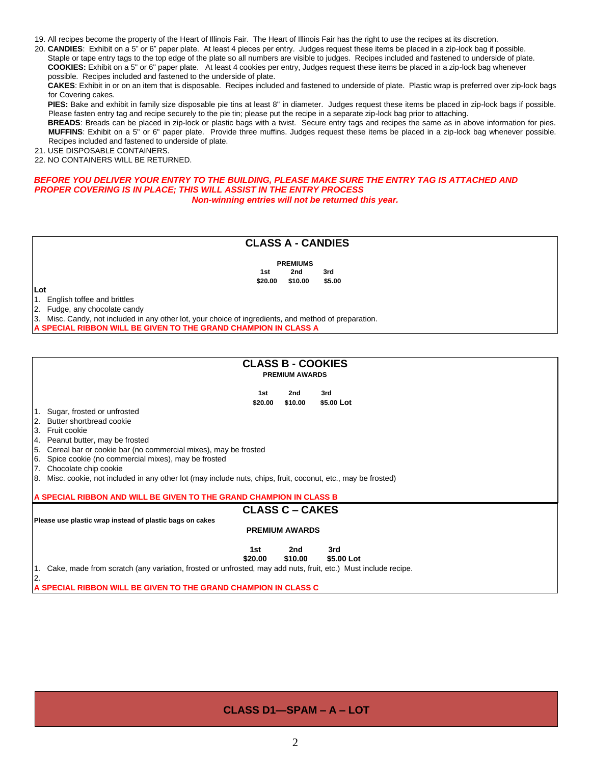19. All recipes become the property of the Heart of Illinois Fair. The Heart of Illinois Fair has the right to use the recipes at its discretion.
20. **CANDIES**: Exhibit on a 5" or 6" paper plate. At least 4 pieces per entry. Judges request these items be placed in a zip-lock bag if possible. Staple or tape entry tags to the top edge of the plate so all numbers are visible to judges. Recipes included and fastened to underside of plate.
    **COOKIES:** Exhibit on a 5" or 6" paper plate. At least 4 cookies per entry, Judges request these items be placed in a zip-lock bag whenever possible. Recipes included and fastened to the underside of plate.
    **CAKES**: Exhibit in or on an item that is disposable. Recipes included and fastened to underside of plate. Plastic wrap is preferred over zip-lock bags for Covering cakes.
    **PIES:** Bake and exhibit in family size disposable pie tins at least 8" in diameter. Judges request these items be placed in zip-lock bags if possible. Please fasten entry tag and recipe securely to the pie tin; please put the recipe in a separate zip-lock bag prior to attaching.
    **BREADS**: Breads can be placed in zip-lock or plastic bags with a twist. Secure entry tags and recipes the same as in above information for pies.
    **MUFFINS**: Exhibit on a 5" or 6" paper plate. Provide three muffins. Judges request these items be placed in a zip-lock bag whenever possible. Recipes included and fastened to underside of plate.
21. USE DISPOSABLE CONTAINERS.
22. NO CONTAINERS WILL BE RETURNED.

***BEFORE YOU DELIVER YOUR ENTRY TO THE BUILDING, PLEASE MAKE SURE THE ENTRY TAG IS ATTACHED AND PROPER COVERING IS IN PLACE; THIS WILL ASSIST IN THE ENTRY PROCESS***

***Non-winning entries will not be returned this year.***

## CLASS A - CANDIES

**PREMIUMS**

| 1st | 2nd | 3rd |
|---|---|---|
| $20.00 | $10.00 | $5.00 |

**Lot**

1. English toffee and brittles
2. Fudge, any chocolate candy
3. Misc. Candy, not included in any other lot, your choice of ingredients, and method of preparation.

**A SPECIAL RIBBON WILL BE GIVEN TO THE GRAND CHAMPION IN CLASS A**

## CLASS B - COOKIES

**PREMIUM AWARDS**

| 1st | 2nd | 3rd |
|---|---|---|
| $20.00 | $10.00 | $5.00 |

**Lot**

1. Sugar, frosted or unfrosted
2. Butter shortbread cookie
3. Fruit cookie
4. Peanut butter, may be frosted
5. Cereal bar or cookie bar (no commercial mixes), may be frosted
6. Spice cookie (no commercial mixes), may be frosted
7. Chocolate chip cookie
8. Misc. cookie, not included in any other lot (may include nuts, chips, fruit, coconut, etc., may be frosted)

**A SPECIAL RIBBON AND WILL BE GIVEN TO THE GRAND CHAMPION IN CLASS B**

## CLASS C – CAKES

**Please use plastic wrap instead of plastic bags on cakes**

**PREMIUM AWARDS**

| 1st | 2nd | 3rd |
|---|---|---|
| $20.00 | $10.00 | $5.00 |

**Lot**

1. Cake, made from scratch (any variation, frosted or unfrosted, may add nuts, fruit, etc.) Must include recipe.
2.

**A SPECIAL RIBBON WILL BE GIVEN TO THE GRAND CHAMPION IN CLASS C**

## CLASS D1—SPAM – A – LOT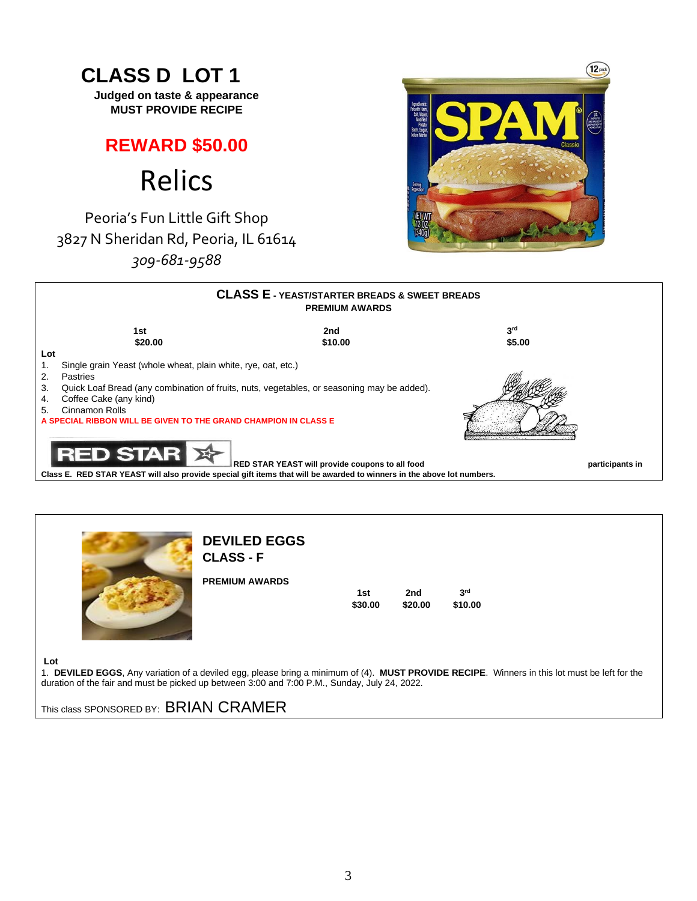## CLASS D LOT 1

**Judged on taste & appearance**
**MUST PROVIDE RECIPE**

**REWARD $50.00**

Relics

Peoria's Fun Little Gift Shop
3827 N Sheridan Rd, Peoria, IL 61614
*309-681-9588*

## CLASS E - YEAST/STARTER BREADS & SWEET BREADS

**PREMIUM AWARDS**

| 1st | 2nd | 3rd |
|---|---|---|
| $20.00 | $10.00 | $5.00 |

**Lot**

1. Single grain Yeast (whole wheat, plain white, rye, oat, etc.)
2. Pastries
3. Quick Loaf Bread (any combination of fruits, nuts, vegetables, or seasoning may be added).
4. Coffee Cake (any kind)
5. Cinnamon Rolls

**A SPECIAL RIBBON WILL BE GIVEN TO THE GRAND CHAMPION IN CLASS E**

**RED STAR YEAST will provide coupons to all food participants in Class E. RED STAR YEAST will also provide special gift items that will be awarded to winners in the above lot numbers.**

## DEVILED EGGS
## CLASS - F

**PREMIUM AWARDS**

| 1st | 2nd | 3rd |
|---|---|---|
| $30.00 | $20.00 | $10.00 |

**Lot**

1. **DEVILED EGGS**, Any variation of a deviled egg, please bring a minimum of (4). **MUST PROVIDE RECIPE**. Winners in this lot must be left for the duration of the fair and must be picked up between 3:00 and 7:00 P.M., Sunday, July 24, 2022.

This class SPONSORED BY: BRIAN CRAMER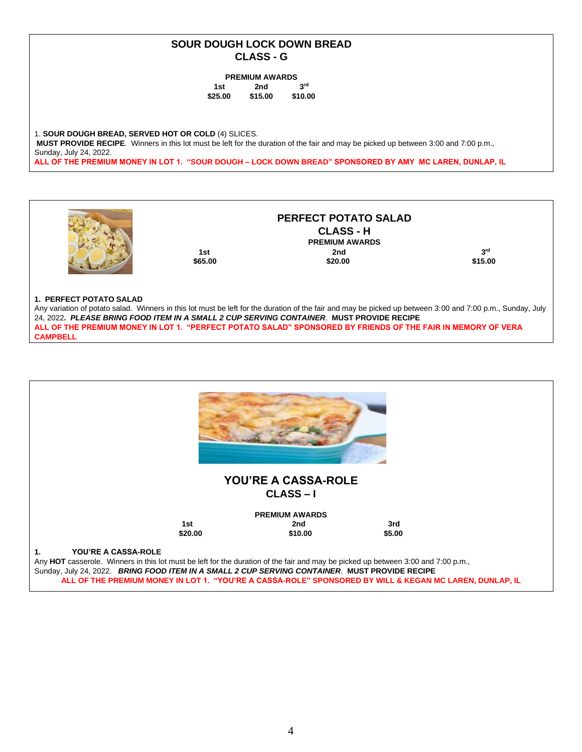## SOUR DOUGH LOCK DOWN BREAD
### CLASS - G

**PREMIUM AWARDS**

| 1st | 2nd | 3rd |
|---|---|---|
| $25.00 | $15.00 | $10.00 |

1. **SOUR DOUGH BREAD, SERVED HOT OR COLD** (4) SLICES.
**MUST PROVIDE RECIPE**. Winners in this lot must be left for the duration of the fair and may be picked up between 3:00 and 7:00 p.m., Sunday, July 24, 2022.
**ALL OF THE PREMIUM MONEY IN LOT 1. "SOUR DOUGH – LOCK DOWN BREAD" SPONSORED BY AMY MC LAREN, DUNLAP, IL**

## PERFECT POTATO SALAD
### CLASS - H

**PREMIUM AWARDS**

| 1st | 2nd | 3rd |
|---|---|---|
| $65.00 | $20.00 | $15.00 |

**1. PERFECT POTATO SALAD**
Any variation of potato salad. Winners in this lot must be left for the duration of the fair and may be picked up between 3:00 and 7:00 p.m., Sunday, July 24, 2022. ***PLEASE BRING FOOD ITEM IN A SMALL 2 CUP SERVING CONTAINER***. **MUST PROVIDE RECIPE**
**ALL OF THE PREMIUM MONEY IN LOT 1. "PERFECT POTATO SALAD" SPONSORED BY FRIENDS OF THE FAIR IN MEMORY OF VERA CAMPBELL**

## YOU'RE A CASSA-ROLE
### CLASS – I

**PREMIUM AWARDS**

| 1st | 2nd | 3rd |
|---|---|---|
| $20.00 | $10.00 | $5.00 |

**1. YOU'RE A CASSA-ROLE**
Any **HOT** casserole. Winners in this lot must be left for the duration of the fair and may be picked up between 3:00 and 7:00 p.m., Sunday, July 24, 2022. ***BRING FOOD ITEM IN A SMALL 2 CUP SERVING CONTAINER***. **MUST PROVIDE RECIPE**
**ALL OF THE PREMIUM MONEY IN LOT 1. "YOU'RE A CASSA-ROLE" SPONSORED BY WILL & KEGAN MC LAREN, DUNLAP, IL**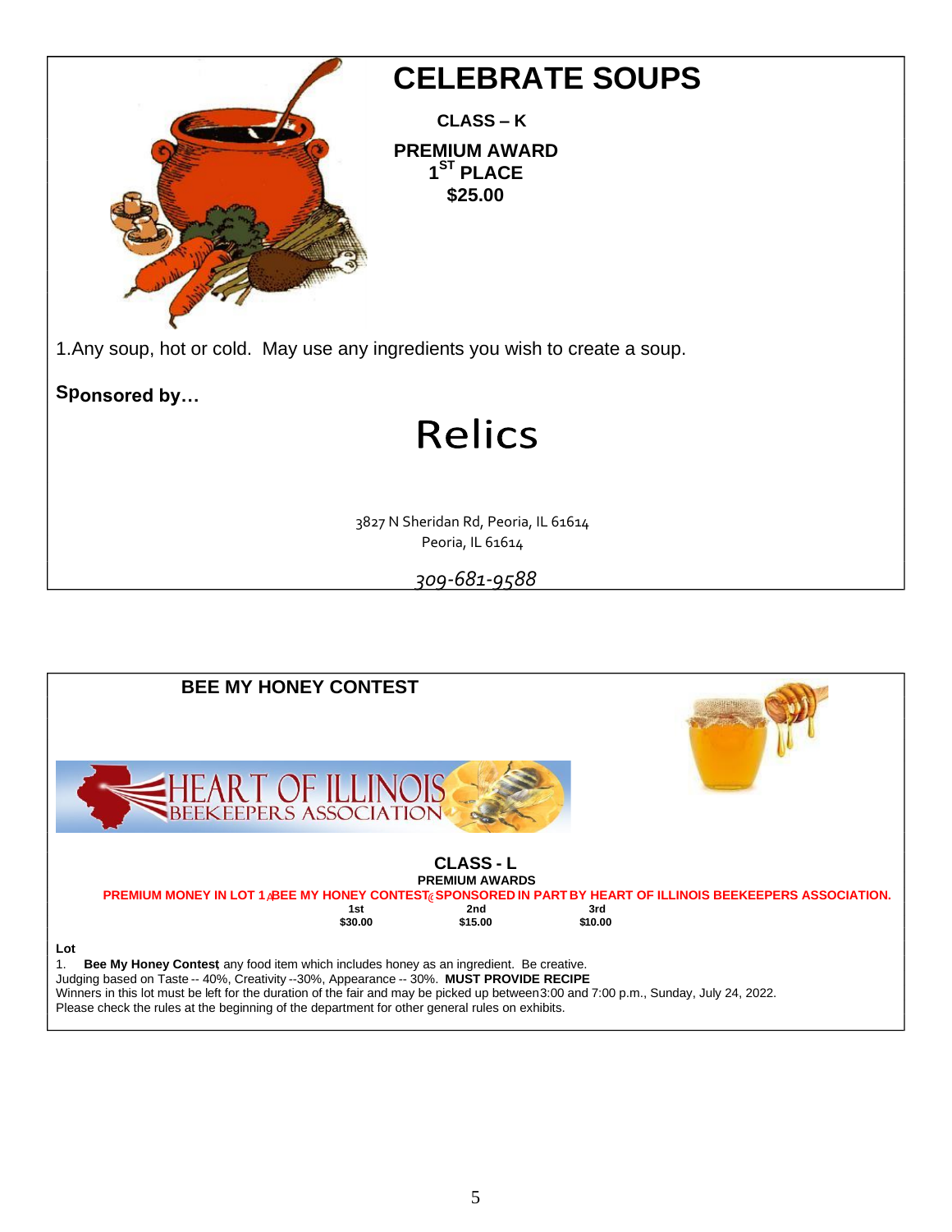# CELEBRATE SOUPS

**CLASS – K**

**PREMIUM AWARD**
**1ST PLACE**
**$25.00**

1.Any soup, hot or cold.  May use any ingredients you wish to create a soup.

**Sponsored by…**

## Relics

3827 N Sheridan Rd, Peoria, IL 61614
Peoria, IL 61614

*309-681-9588*

---

# BEE MY HONEY CONTEST

HEART OF ILLINOIS BEEKEEPERS ASSOCIATION

**CLASS - L**
**PREMIUM AWARDS**

**PREMIUM MONEY IN LOT 1 (BEE MY HONEY CONTEST) SPONSORED IN PART BY HEART OF ILLINOIS BEEKEEPERS ASSOCIATION.**

| 1st | 2nd | 3rd |
|---|---|---|
| $30.00 | $15.00 | $10.00 |

**Lot**

1. **Bee My Honey Contest** any food item which includes honey as an ingredient.  Be creative.
Judging based on Taste -- 40%, Creativity --30%, Appearance -- 30%.  **MUST PROVIDE RECIPE**
Winners in this lot must be left for the duration of the fair and may be picked up between 3:00 and 7:00 p.m., Sunday, July 24, 2022.
Please check the rules at the beginning of the department for other general rules on exhibits.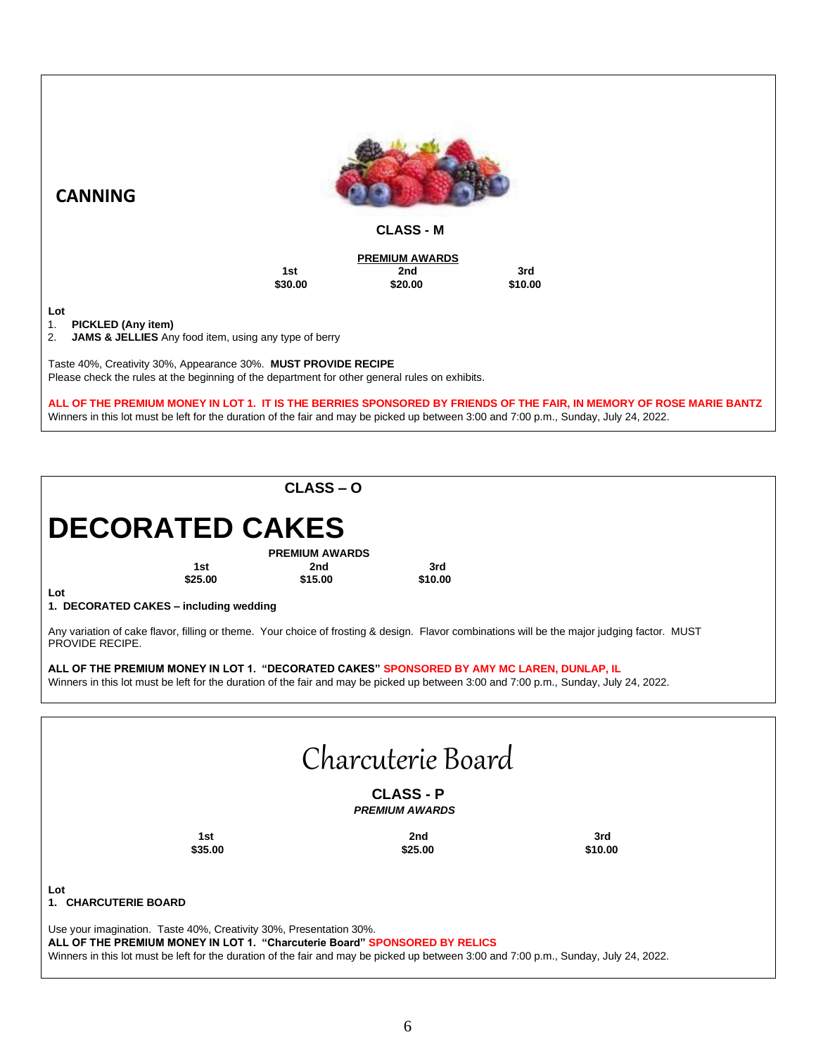## CANNING

### CLASS - M

**PREMIUM AWARDS**

| 1st | 2nd | 3rd |
|---|---|---|
| $30.00 | $20.00 | $10.00 |

**Lot**

1. **PICKLED (Any item)**
2. **JAMS & JELLIES** Any food item, using any type of berry

Taste 40%, Creativity 30%, Appearance 30%. **MUST PROVIDE RECIPE**
Please check the rules at the beginning of the department for other general rules on exhibits.

**ALL OF THE PREMIUM MONEY IN LOT 1. IT IS THE BERRIES SPONSORED BY FRIENDS OF THE FAIR, IN MEMORY OF ROSE MARIE BANTZ**
Winners in this lot must be left for the duration of the fair and may be picked up between 3:00 and 7:00 p.m., Sunday, July 24, 2022.

### CLASS – O

# DECORATED CAKES

**PREMIUM AWARDS**

| 1st | 2nd | 3rd |
|---|---|---|
| $25.00 | $15.00 | $10.00 |

**Lot**

1. **DECORATED CAKES – including wedding**

Any variation of cake flavor, filling or theme. Your choice of frosting & design. Flavor combinations will be the major judging factor. MUST PROVIDE RECIPE.

**ALL OF THE PREMIUM MONEY IN LOT 1. "DECORATED CAKES" SPONSORED BY AMY MC LAREN, DUNLAP, IL**
Winners in this lot must be left for the duration of the fair and may be picked up between 3:00 and 7:00 p.m., Sunday, July 24, 2022.

# Charcuterie Board

### CLASS - P

***PREMIUM AWARDS***

| 1st | 2nd | 3rd |
|---|---|---|
| $35.00 | $25.00 | $10.00 |

**Lot**

1. **CHARCUTERIE BOARD**

Use your imagination. Taste 40%, Creativity 30%, Presentation 30%.
**ALL OF THE PREMIUM MONEY IN LOT 1. "Charcuterie Board" SPONSORED BY RELICS**
Winners in this lot must be left for the duration of the fair and may be picked up between 3:00 and 7:00 p.m., Sunday, July 24, 2022.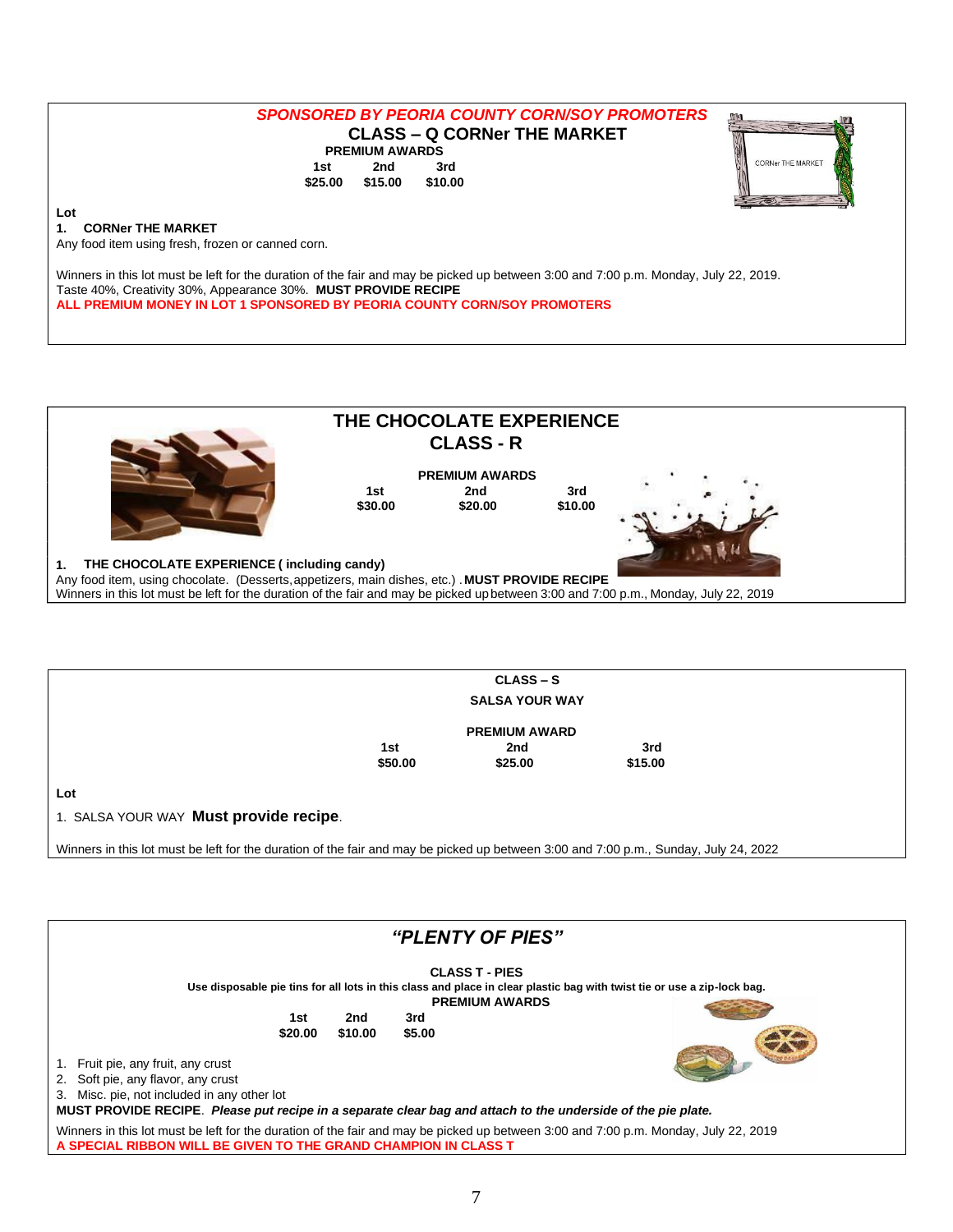***SPONSORED BY PEORIA COUNTY CORN/SOY PROMOTERS***

## CLASS – Q CORNer THE MARKET

**PREMIUM AWARDS**

| 1st | 2nd | 3rd |
|---|---|---|
| $25.00 | $15.00 | $10.00 |

**Lot**

1. **CORNer THE MARKET**

Any food item using fresh, frozen or canned corn.

Winners in this lot must be left for the duration of the fair and may be picked up between 3:00 and 7:00 p.m. Monday, July 22, 2019.
Taste 40%, Creativity 30%, Appearance 30%. **MUST PROVIDE RECIPE**
**ALL PREMIUM MONEY IN LOT 1 SPONSORED BY PEORIA COUNTY CORN/SOY PROMOTERS**

## THE CHOCOLATE EXPERIENCE
## CLASS - R

**PREMIUM AWARDS**

| 1st | 2nd | 3rd |
|---|---|---|
| $30.00 | $20.00 | $10.00 |

1. **THE CHOCOLATE EXPERIENCE ( including candy)**

Any food item, using chocolate. (Desserts, appetizers, main dishes, etc.) . **MUST PROVIDE RECIPE**
Winners in this lot must be left for the duration of the fair and may be picked up between 3:00 and 7:00 p.m., Monday, July 22, 2019

## CLASS – S
## SALSA YOUR WAY

**PREMIUM AWARD**

| 1st | 2nd | 3rd |
|---|---|---|
| $50.00 | $25.00 | $15.00 |

**Lot**

1. SALSA YOUR WAY **Must provide recipe**.

Winners in this lot must be left for the duration of the fair and may be picked up between 3:00 and 7:00 p.m., Sunday, July 24, 2022

## *"PLENTY OF PIES"*

**CLASS T - PIES**

**Use disposable pie tins for all lots in this class and place in clear plastic bag with twist tie or use a zip-lock bag.**

**PREMIUM AWARDS**

| 1st | 2nd | 3rd |
|---|---|---|
| $20.00 | $10.00 | $5.00 |

1. Fruit pie, any fruit, any crust
2. Soft pie, any flavor, any crust
3. Misc. pie, not included in any other lot

**MUST PROVIDE RECIPE**. ***Please put recipe in a separate clear bag and attach to the underside of the pie plate.***

Winners in this lot must be left for the duration of the fair and may be picked up between 3:00 and 7:00 p.m. Monday, July 22, 2019
**A SPECIAL RIBBON WILL BE GIVEN TO THE GRAND CHAMPION IN CLASS T**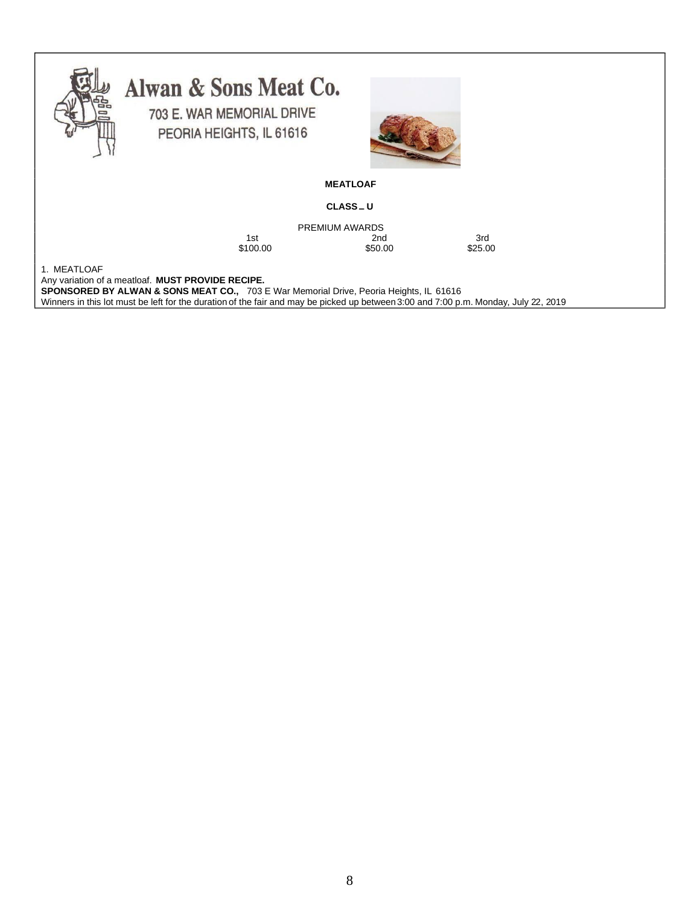# Alwan & Sons Meat Co.

703 E. WAR MEMORIAL DRIVE
PEORIA HEIGHTS, IL 61616

**MEATLOAF**

**CLASS – U**

PREMIUM AWARDS

| 1st | 2nd | 3rd |
|---|---|---|
| $100.00 | $50.00 | $25.00 |

1. MEATLOAF

Any variation of a meatloaf. **MUST PROVIDE RECIPE.**

**SPONSORED BY ALWAN & SONS MEAT CO.,** 703 E War Memorial Drive, Peoria Heights, IL 61616

Winners in this lot must be left for the duration of the fair and may be picked up between 3:00 and 7:00 p.m. Monday, July 22, 2019